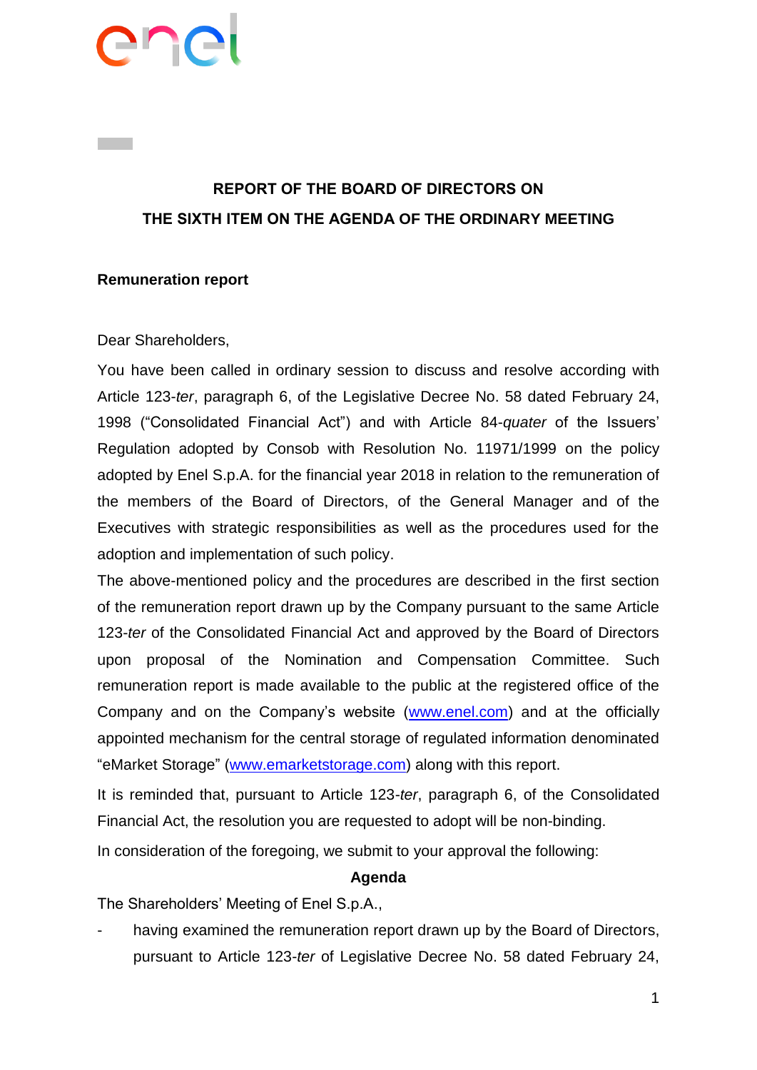**REPORT OF THE BOARD OF DIRECTORS ON**
**THE SIXTH ITEM ON THE AGENDA OF THE ORDINARY MEETING**

**Remuneration report**

Dear Shareholders,

You have been called in ordinary session to discuss and resolve according with Article 123-*ter*, paragraph 6, of the Legislative Decree No. 58 dated February 24, 1998 ("Consolidated Financial Act") and with Article 84-*quater* of the Issuers' Regulation adopted by Consob with Resolution No. 11971/1999 on the policy adopted by Enel S.p.A. for the financial year 2018 in relation to the remuneration of the members of the Board of Directors, of the General Manager and of the Executives with strategic responsibilities as well as the procedures used for the adoption and implementation of such policy.

The above-mentioned policy and the procedures are described in the first section of the remuneration report drawn up by the Company pursuant to the same Article 123-*ter* of the Consolidated Financial Act and approved by the Board of Directors upon proposal of the Nomination and Compensation Committee. Such remuneration report is made available to the public at the registered office of the Company and on the Company's website (www.enel.com) and at the officially appointed mechanism for the central storage of regulated information denominated "eMarket Storage" (www.emarketstorage.com) along with this report.

It is reminded that, pursuant to Article 123-*ter*, paragraph 6, of the Consolidated Financial Act, the resolution you are requested to adopt will be non-binding.

In consideration of the foregoing, we submit to your approval the following:

**Agenda**

The Shareholders' Meeting of Enel S.p.A.,

- having examined the remuneration report drawn up by the Board of Directors, pursuant to Article 123-*ter* of Legislative Decree No. 58 dated February 24,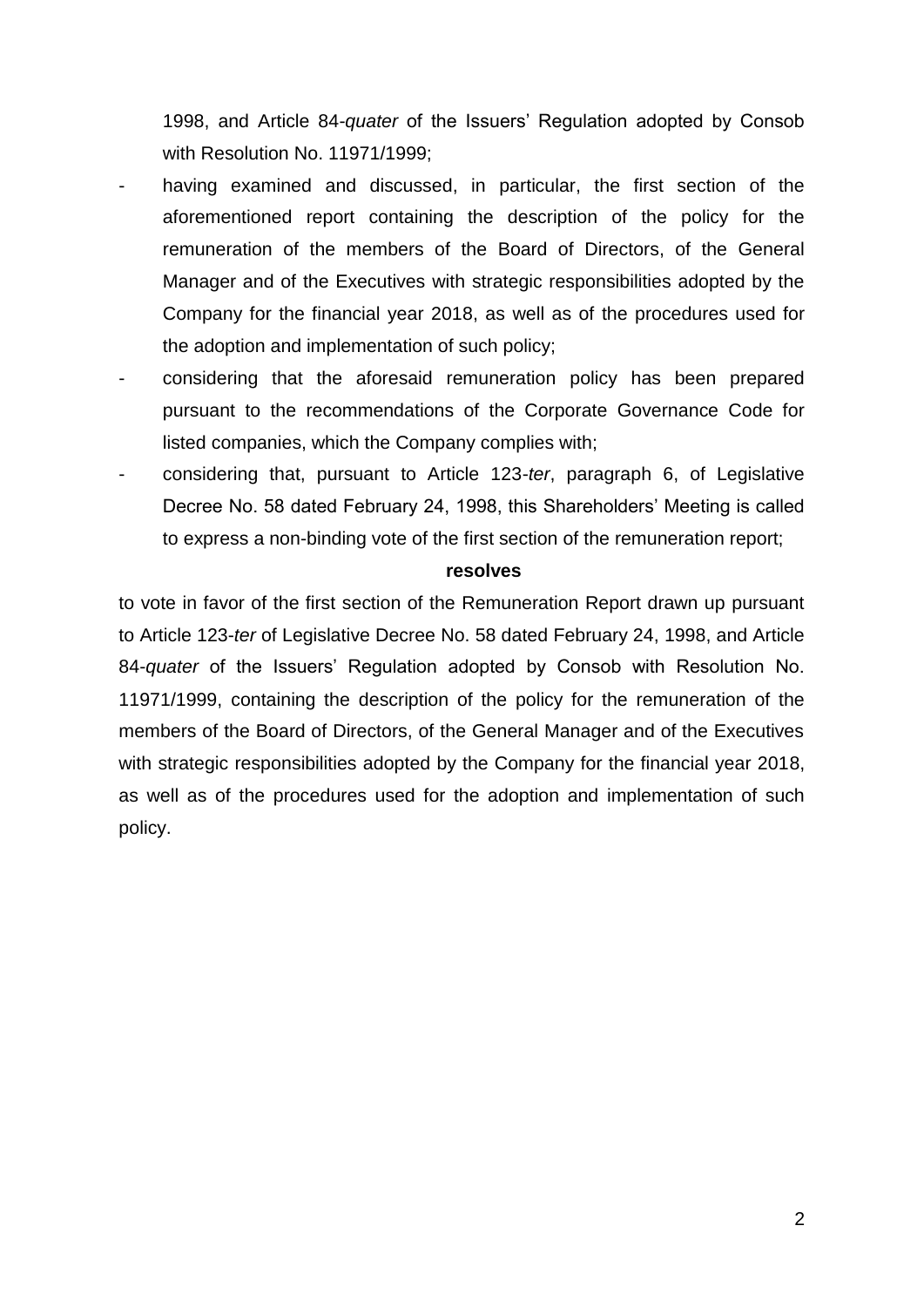1998, and Article 84-*quater* of the Issuers' Regulation adopted by Consob with Resolution No. 11971/1999;

- having examined and discussed, in particular, the first section of the aforementioned report containing the description of the policy for the remuneration of the members of the Board of Directors, of the General Manager and of the Executives with strategic responsibilities adopted by the Company for the financial year 2018, as well as of the procedures used for the adoption and implementation of such policy;
- considering that the aforesaid remuneration policy has been prepared pursuant to the recommendations of the Corporate Governance Code for listed companies, which the Company complies with;
- considering that, pursuant to Article 123-*ter*, paragraph 6, of Legislative Decree No. 58 dated February 24, 1998, this Shareholders' Meeting is called to express a non-binding vote of the first section of the remuneration report;

**resolves**

to vote in favor of the first section of the Remuneration Report drawn up pursuant to Article 123-*ter* of Legislative Decree No. 58 dated February 24, 1998, and Article 84-*quater* of the Issuers' Regulation adopted by Consob with Resolution No. 11971/1999, containing the description of the policy for the remuneration of the members of the Board of Directors, of the General Manager and of the Executives with strategic responsibilities adopted by the Company for the financial year 2018, as well as of the procedures used for the adoption and implementation of such policy.